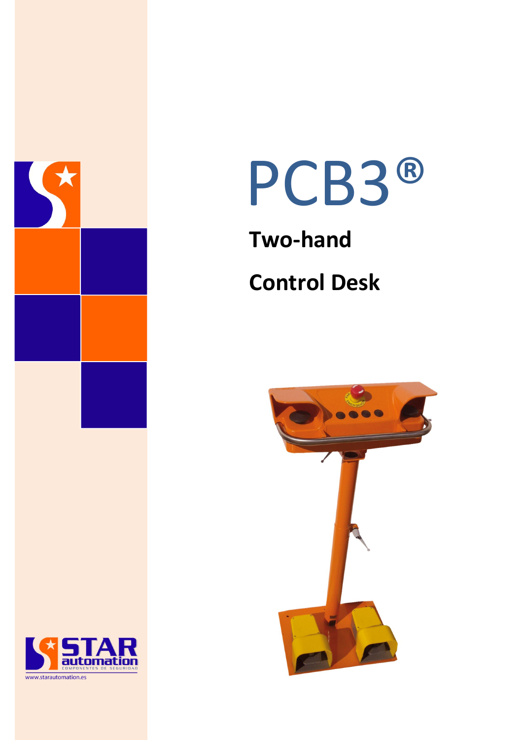# PCB3®

## Two-hand

## Control Desk

STAR automation
COMPONENTES DE SEGURIDAD
www.starautomation.es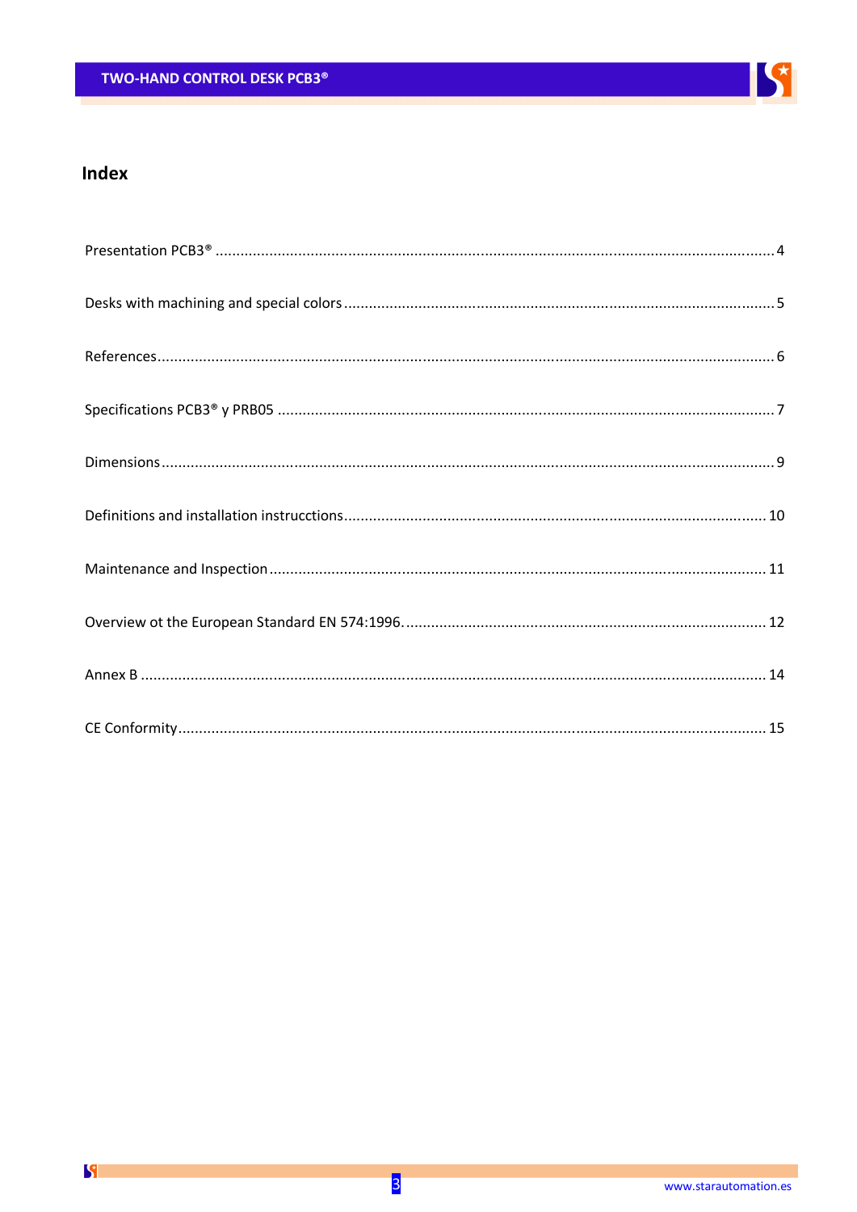# Index

Presentation PCB3® .................................................................................................................................... 4

Desks with machining and special colors ..................................................................................................... 5

References.................................................................................................................................................... 6

Specifications PCB3® y PRB05 ..................................................................................................................... 7

Dimensions ................................................................................................................................................... 9

Definitions and installation instrucctions ................................................................................................... 10

Maintenance and Inspection ...................................................................................................................... 11

Overview ot the European Standard EN 574:1996. ..................................................................................... 12

Annex B ...................................................................................................................................................... 14

CE Conformity ............................................................................................................................................ 15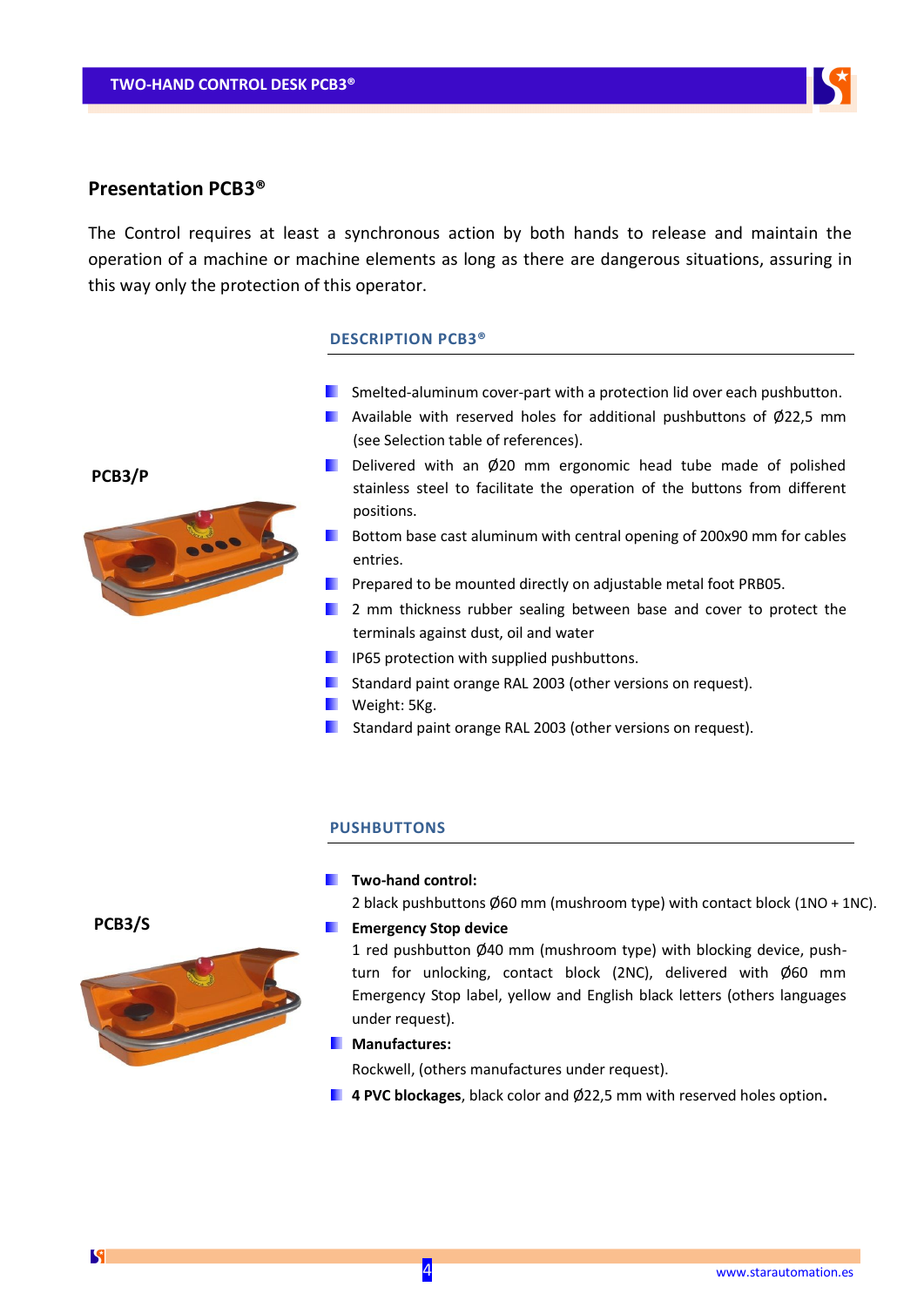## Presentation PCB3®

The Control requires at least a synchronous action by both hands to release and maintain the operation of a machine or machine elements as long as there are dangerous situations, assuring in this way only the protection of this operator.

### DESCRIPTION PCB3®

**PCB3/P**

- Smelted-aluminum cover-part with a protection lid over each pushbutton.
- Available with reserved holes for additional pushbuttons of Ø22,5 mm (see Selection table of references).
- Delivered with an Ø20 mm ergonomic head tube made of polished stainless steel to facilitate the operation of the buttons from different positions.
- Bottom base cast aluminum with central opening of 200x90 mm for cables entries.
- Prepared to be mounted directly on adjustable metal foot PRB05.
- 2 mm thickness rubber sealing between base and cover to protect the terminals against dust, oil and water
- IP65 protection with supplied pushbuttons.
- Standard paint orange RAL 2003 (other versions on request).
- Weight: 5Kg.
- Standard paint orange RAL 2003 (other versions on request).

### PUSHBUTTONS

**PCB3/S**

- **Two-hand control:**
  2 black pushbuttons Ø60 mm (mushroom type) with contact block (1NO + 1NC).
- **Emergency Stop device**
  1 red pushbutton Ø40 mm (mushroom type) with blocking device, push-turn for unlocking, contact block (2NC), delivered with Ø60 mm Emergency Stop label, yellow and English black letters (others languages under request).
- **Manufactures:**
  Rockwell, (others manufactures under request).
- **4 PVC blockages**, black color and Ø22,5 mm with reserved holes option**.**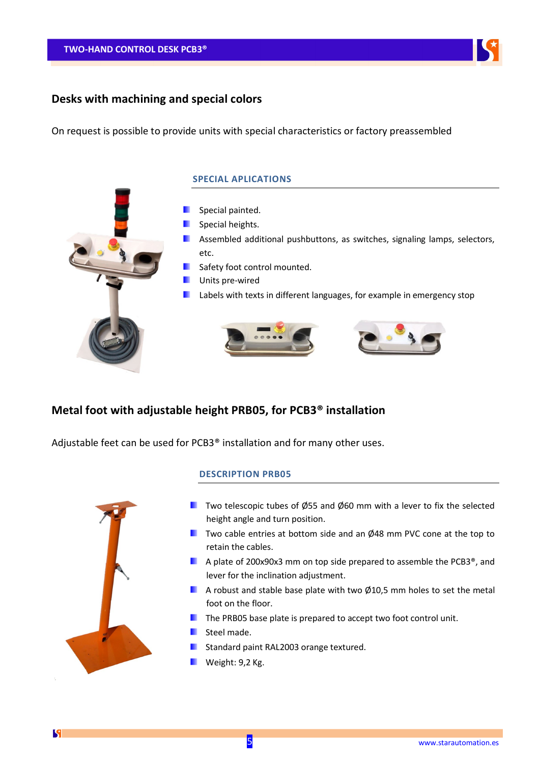## Desks with machining and special colors

On request is possible to provide units with special characteristics or factory preassembled

### SPECIAL APLICATIONS

- Special painted.
- Special heights.
- Assembled additional pushbuttons, as switches, signaling lamps, selectors, etc.
- Safety foot control mounted.
- Units pre-wired
- Labels with texts in different languages, for example in emergency stop

## Metal foot with adjustable height PRB05, for PCB3® installation

Adjustable feet can be used for PCB3® installation and for many other uses.

### DESCRIPTION PRB05

- Two telescopic tubes of Ø55 and Ø60 mm with a lever to fix the selected height angle and turn position.
- Two cable entries at bottom side and an Ø48 mm PVC cone at the top to retain the cables.
- A plate of 200x90x3 mm on top side prepared to assemble the PCB3®, and lever for the inclination adjustment.
- A robust and stable base plate with two Ø10,5 mm holes to set the metal foot on the floor.
- The PRB05 base plate is prepared to accept two foot control unit.
- Steel made.
- Standard paint RAL2003 orange textured.
- Weight: 9,2 Kg.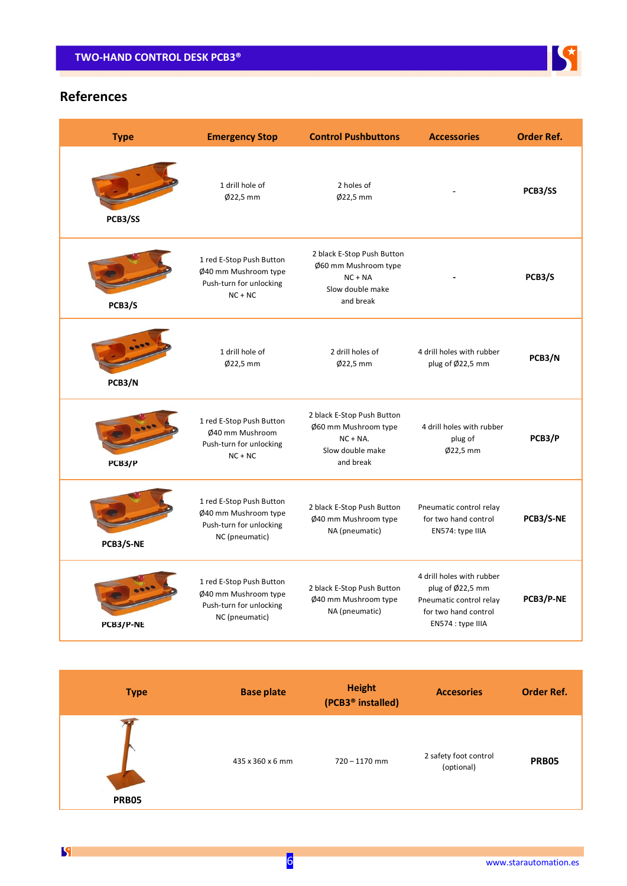## References

| Type | Emergency Stop | Control Pushbuttons | Accessories | Order Ref. |
|---|---|---|---|---|
| PCB3/SS | 1 drill hole of Ø22,5 mm | 2 holes of Ø22,5 mm | - | **PCB3/SS** |
| PCB3/S | 1 red E-Stop Push Button Ø40 mm Mushroom type Push-turn for unlocking NC + NC | 2 black E-Stop Push Button Ø60 mm Mushroom type NC + NA Slow double make and break | - | **PCB3/S** |
| PCB3/N | 1 drill hole of Ø22,5 mm | 2 drill holes of Ø22,5 mm | 4 drill holes with rubber plug of Ø22,5 mm | **PCB3/N** |
| PCB3/P | 1 red E-Stop Push Button Ø40 mm Mushroom Push-turn for unlocking NC + NC | 2 black E-Stop Push Button Ø60 mm Mushroom type NC + NA. Slow double make and break | 4 drill holes with rubber plug of Ø22,5 mm | **PCB3/P** |
| PCB3/S-NE | 1 red E-Stop Push Button Ø40 mm Mushroom type Push-turn for unlocking NC (pneumatic) | 2 black E-Stop Push Button Ø40 mm Mushroom type NA (pneumatic) | Pneumatic control relay for two hand control EN574: type IIIA | **PCB3/S-NE** |
| PCB3/P-NE | 1 red E-Stop Push Button Ø40 mm Mushroom type Push-turn for unlocking NC (pneumatic) | 2 black E-Stop Push Button Ø40 mm Mushroom type NA (pneumatic) | 4 drill holes with rubber plug of Ø22,5 mm Pneumatic control relay for two hand control EN574 : type IIIA | **PCB3/P-NE** |

| Type | Base plate | Height (PCB3® installed) | Accesories | Order Ref. |
|---|---|---|---|---|
| PRB05 | 435 x 360 x 6 mm | 720 – 1170 mm | 2 safety foot control (optional) | **PRB05** |

www.starautomation.es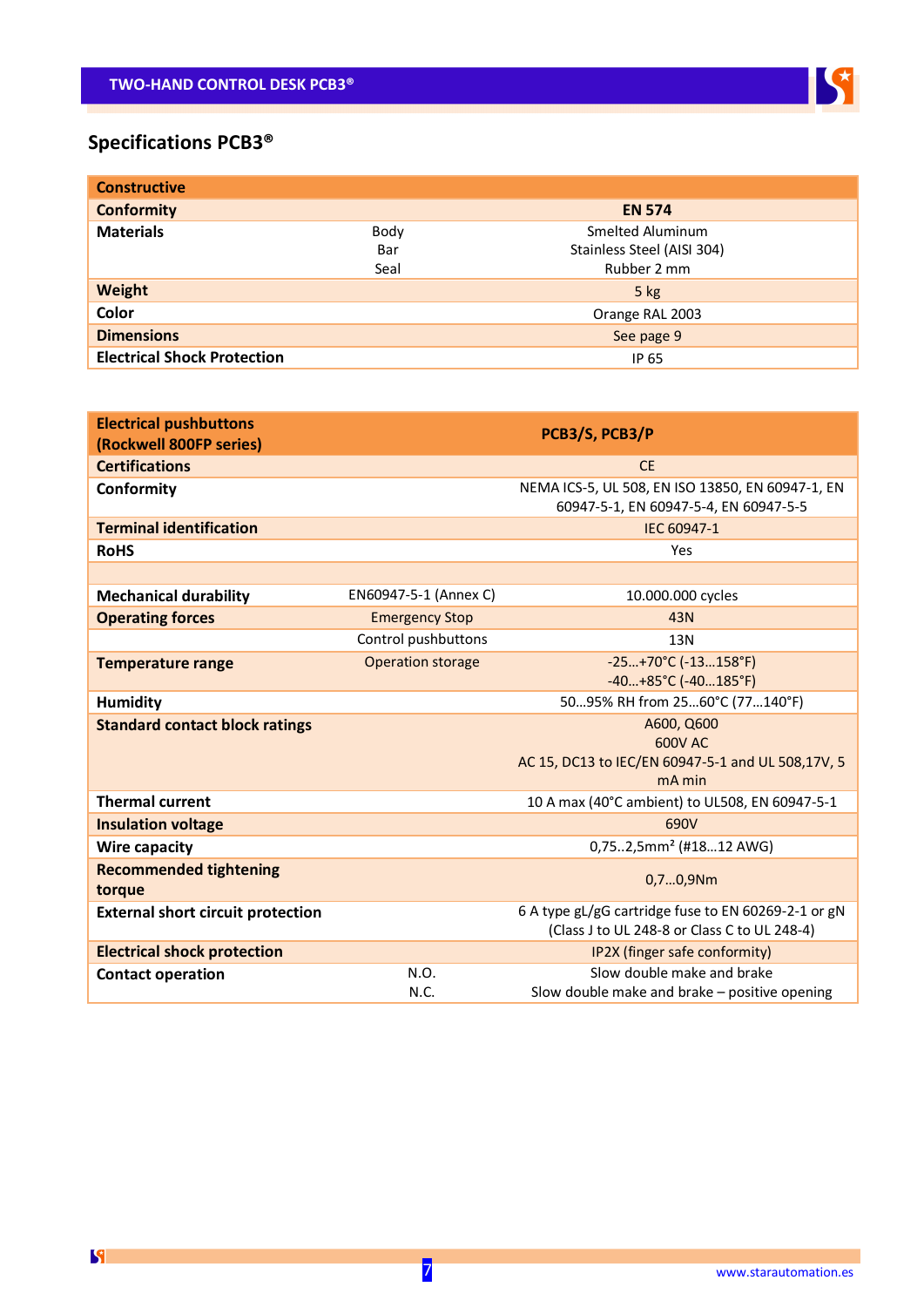## Specifications PCB3®

| Constructive | | |
|---|---|---|
| **Conformity** | | **EN 574** |
| **Materials** | Body<br>Bar<br>Seal | Smelted Aluminum<br>Stainless Steel (AISI 304)<br>Rubber 2 mm |
| **Weight** | | 5 kg |
| **Color** | | Orange RAL 2003 |
| **Dimensions** | | See page 9 |
| **Electrical Shock Protection** | | IP 65 |

| Electrical pushbuttons (Rockwell 800FP series) | | PCB3/S, PCB3/P |
|---|---|---|
| **Certifications** | | CE |
| **Conformity** | | NEMA ICS-5, UL 508, EN ISO 13850, EN 60947-1, EN 60947-5-1, EN 60947-5-4, EN 60947-5-5 |
| **Terminal identification** | | IEC 60947-1 |
| **RoHS** | | Yes |
| | | |
| **Mechanical durability** | EN60947-5-1 (Annex C) | 10.000.000 cycles |
| **Operating forces** | Emergency Stop | 43N |
| | Control pushbuttons | 13N |
| **Temperature range** | Operation storage | -25…+70°C (-13…158°F)<br>-40…+85°C (-40…185°F) |
| **Humidity** | | 50…95% RH from 25…60°C (77…140°F) |
| **Standard contact block ratings** | | A600, Q600<br>600V AC<br>AC 15, DC13 to IEC/EN 60947-5-1 and UL 508,17V, 5 mA min |
| **Thermal current** | | 10 A max (40°C ambient) to UL508, EN 60947-5-1 |
| **Insulation voltage** | | 690V |
| **Wire capacity** | | 0,75..2,5mm² (#18…12 AWG) |
| **Recommended tightening torque** | | 0,7…0,9Nm |
| **External short circuit protection** | | 6 A type gL/gG cartridge fuse to EN 60269-2-1 or gN (Class J to UL 248-8 or Class C to UL 248-4) |
| **Electrical shock protection** | | IP2X (finger safe conformity) |
| **Contact operation** | N.O.<br>N.C. | Slow double make and brake<br>Slow double make and brake – positive opening |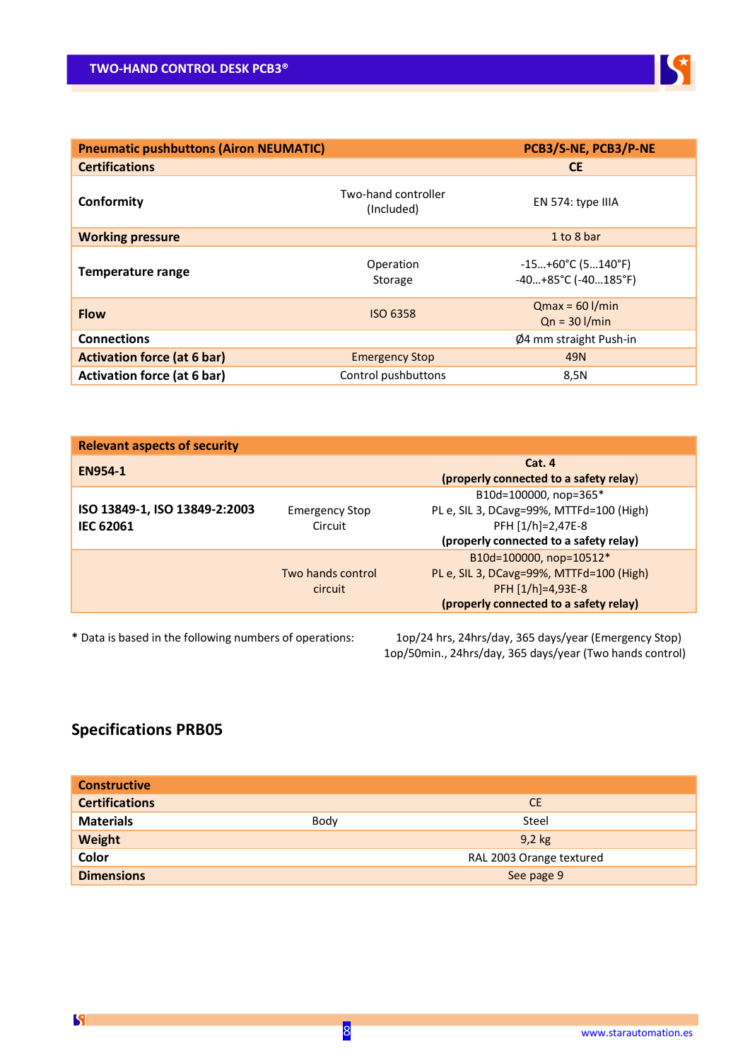| Pneumatic pushbuttons (Airon NEUMATIC) | | PCB3/S-NE, PCB3/P-NE |
|---|---|---|
| **Certifications** | | **CE** |
| **Conformity** | Two-hand controller (Included) | EN 574: type IIIA |
| **Working pressure** | | 1 to 8 bar |
| **Temperature range** | Operation<br>Storage | -15…+60°C (5…140°F)<br>-40…+85°C (-40…185°F) |
| **Flow** | ISO 6358 | Qmax = 60 l/min<br>Qn = 30 l/min |
| **Connections** | | Ø4 mm straight Push-in |
| **Activation force (at 6 bar)** | Emergency Stop | 49N |
| **Activation force (at 6 bar)** | Control pushbuttons | 8,5N |

| Relevant aspects of security | | |
|---|---|---|
| **EN954-1** | | **Cat. 4**<br>**(properly connected to a safety relay)** |
| **ISO 13849-1, ISO 13849-2:2003**<br>**IEC 62061** | Emergency Stop Circuit | B10d=100000, nop=365*<br>PL e, SIL 3, DCavg=99%, MTTFd=100 (High)<br>PFH [1/h]=2,47E-8<br>**(properly connected to a safety relay)** |
| | Two hands control circuit | B10d=100000, nop=10512*<br>PL e, SIL 3, DCavg=99%, MTTFd=100 (High)<br>PFH [1/h]=4,93E-8<br>**(properly connected to a safety relay)** |

**\*** Data is based in the following numbers of operations: 1op/24 hrs, 24hrs/day, 365 days/year (Emergency Stop)
1op/50min., 24hrs/day, 365 days/year (Two hands control)

## Specifications PRB05

| Constructive | | |
|---|---|---|
| **Certifications** | | CE |
| **Materials** | Body | Steel |
| **Weight** | | 9,2 kg |
| **Color** | | RAL 2003 Orange textured |
| **Dimensions** | | See page 9 |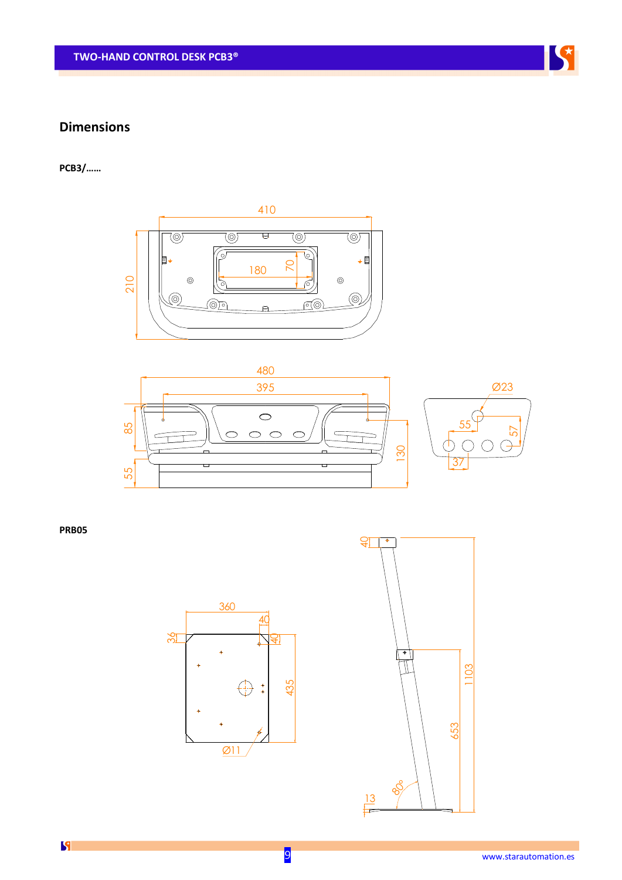## Dimensions

**PCB3/......**

410

180

70

210

480

395

85

55

130

Ø23

55

57

37

**PRB05**

360

40

36

40

435

Ø11

40

1103

653

80°

13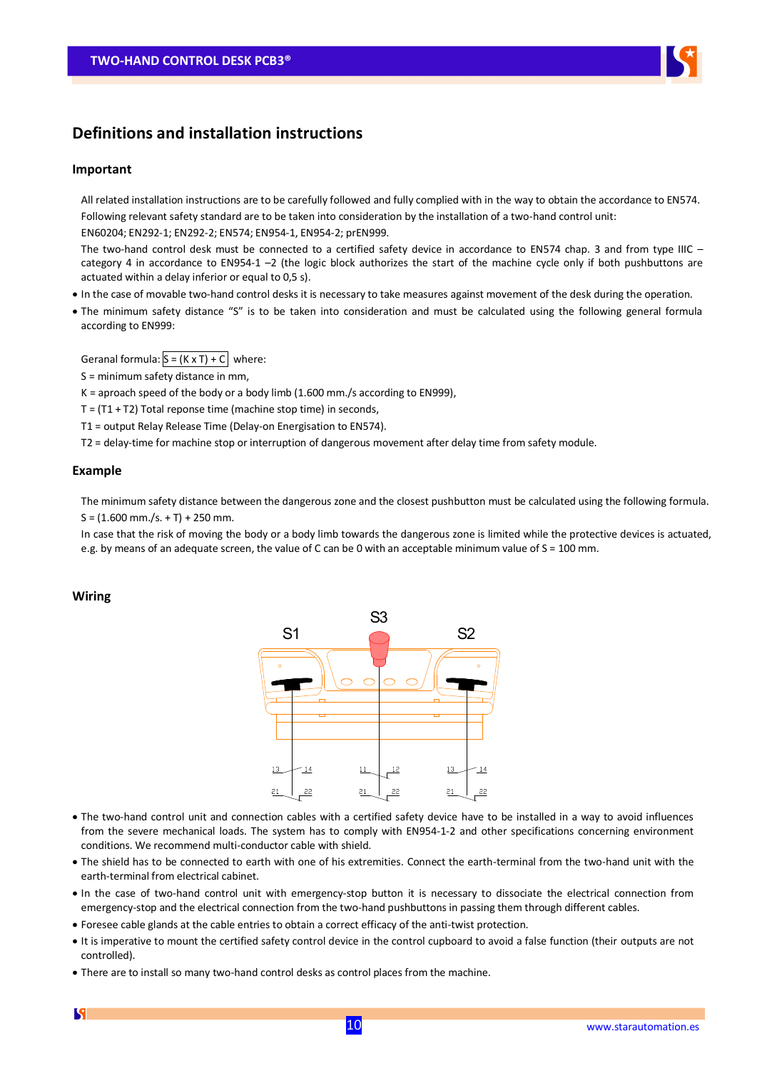# Definitions and installation instructions

## Important

All related installation instructions are to be carefully followed and fully complied with in the way to obtain the accordance to EN574.
Following relevant safety standard are to be taken into consideration by the installation of a two-hand control unit:
EN60204; EN292-1; EN292-2; EN574; EN954-1, EN954-2; prEN999.
The two-hand control desk must be connected to a certified safety device in accordance to EN574 chap. 3 and from type IIIC – category 4 in accordance to EN954-1 –2 (the logic block authorizes the start of the machine cycle only if both pushbuttons are actuated within a delay inferior or equal to 0,5 s).

- In the case of movable two-hand control desks it is necessary to take measures against movement of the desk during the operation.
- The minimum safety distance "S" is to be taken into consideration and must be calculated using the following general formula according to EN999:

Geranal formula: S = (K x T) + C where:
S = minimum safety distance in mm,
K = aproach speed of the body or a body limb (1.600 mm./s according to EN999),
T = (T1 + T2) Total reponse time (machine stop time) in seconds,
T1 = output Relay Release Time (Delay-on Energisation to EN574).
T2 = delay-time for machine stop or interruption of dangerous movement after delay time from safety module.

## Example

The minimum safety distance between the dangerous zone and the closest pushbutton must be calculated using the following formula.
S = (1.600 mm./s. + T) + 250 mm.
In case that the risk of moving the body or a body limb towards the dangerous zone is limited while the protective devices is actuated, e.g. by means of an adequate screen, the value of C can be 0 with an acceptable minimum value of S = 100 mm.

## Wiring

S1 S3 S2

13 14 | 11 12 | 13 14
21 22 | 21 22 | 21 22

- The two-hand control unit and connection cables with a certified safety device have to be installed in a way to avoid influences from the severe mechanical loads. The system has to comply with EN954-1-2 and other specifications concerning environment conditions. We recommend multi-conductor cable with shield.
- The shield has to be connected to earth with one of his extremities. Connect the earth-terminal from the two-hand unit with the earth-terminal from electrical cabinet.
- In the case of two-hand control unit with emergency-stop button it is necessary to dissociate the electrical connection from emergency-stop and the electrical connection from the two-hand pushbuttons in passing them through different cables.
- Foresee cable glands at the cable entries to obtain a correct efficacy of the anti-twist protection.
- It is imperative to mount the certified safety control device in the control cupboard to avoid a false function (their outputs are not controlled).
- There are to install so many two-hand control desks as control places from the machine.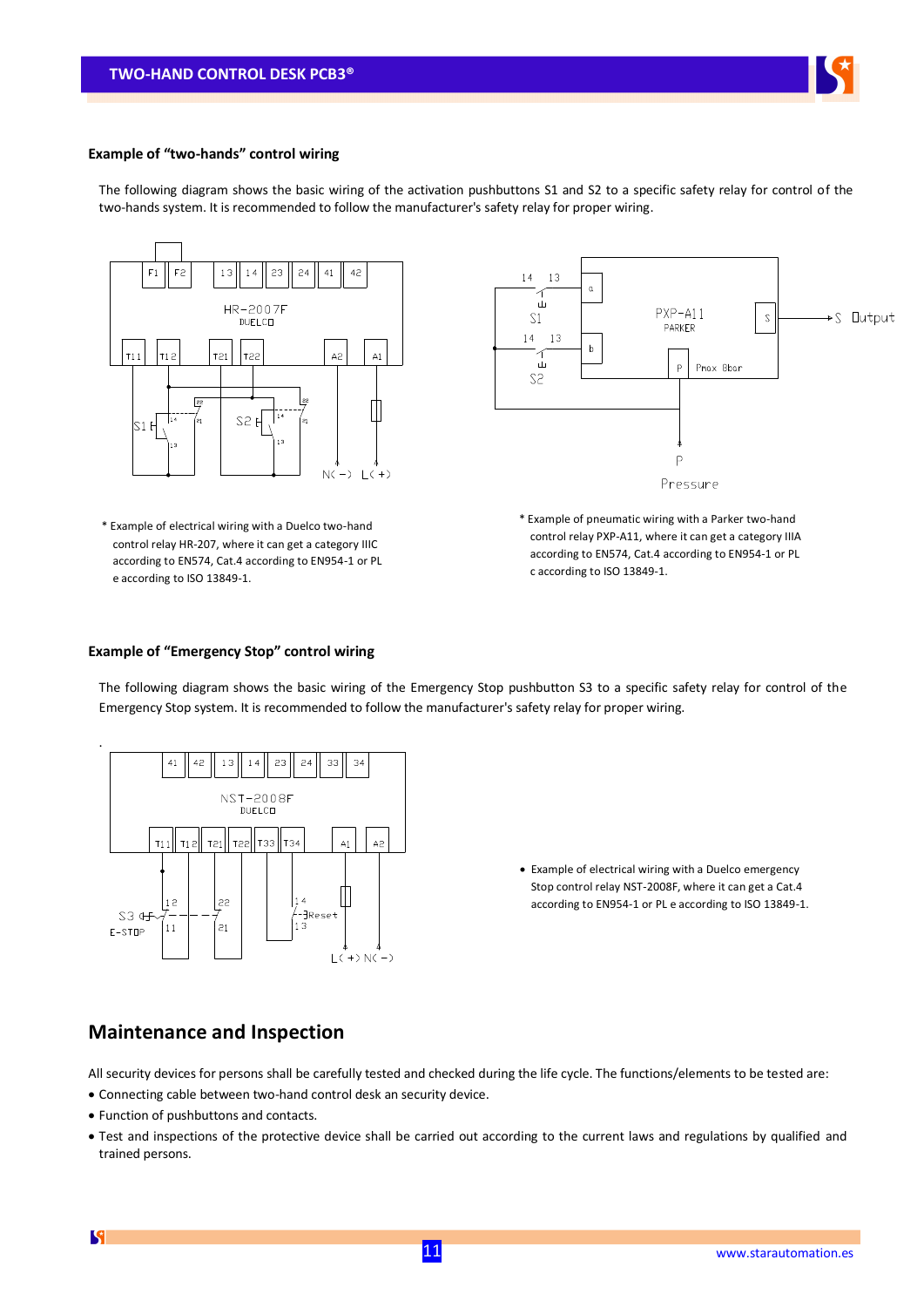### Example of "two-hands" control wiring

The following diagram shows the basic wiring of the activation pushbuttons S1 and S2 to a specific safety relay for control of the two-hands system. It is recommended to follow the manufacturer's safety relay for proper wiring.

\* Example of electrical wiring with a Duelco two-hand control relay HR-207, where it can get a category IIIC according to EN574, Cat.4 according to EN954-1 or PL e according to ISO 13849-1.

\* Example of pneumatic wiring with a Parker two-hand control relay PXP-A11, where it can get a category IIIA according to EN574, Cat.4 according to EN954-1 or PL c according to ISO 13849-1.

### Example of "Emergency Stop" control wiring

The following diagram shows the basic wiring of the Emergency Stop pushbutton S3 to a specific safety relay for control of the Emergency Stop system. It is recommended to follow the manufacturer's safety relay for proper wiring.

- Example of electrical wiring with a Duelco emergency Stop control relay NST-2008F, where it can get a Cat.4 according to EN954-1 or PL e according to ISO 13849-1.

## Maintenance and Inspection

All security devices for persons shall be carefully tested and checked during the life cycle. The functions/elements to be tested are:

- Connecting cable between two-hand control desk an security device.
- Function of pushbuttons and contacts.
- Test and inspections of the protective device shall be carried out according to the current laws and regulations by qualified and trained persons.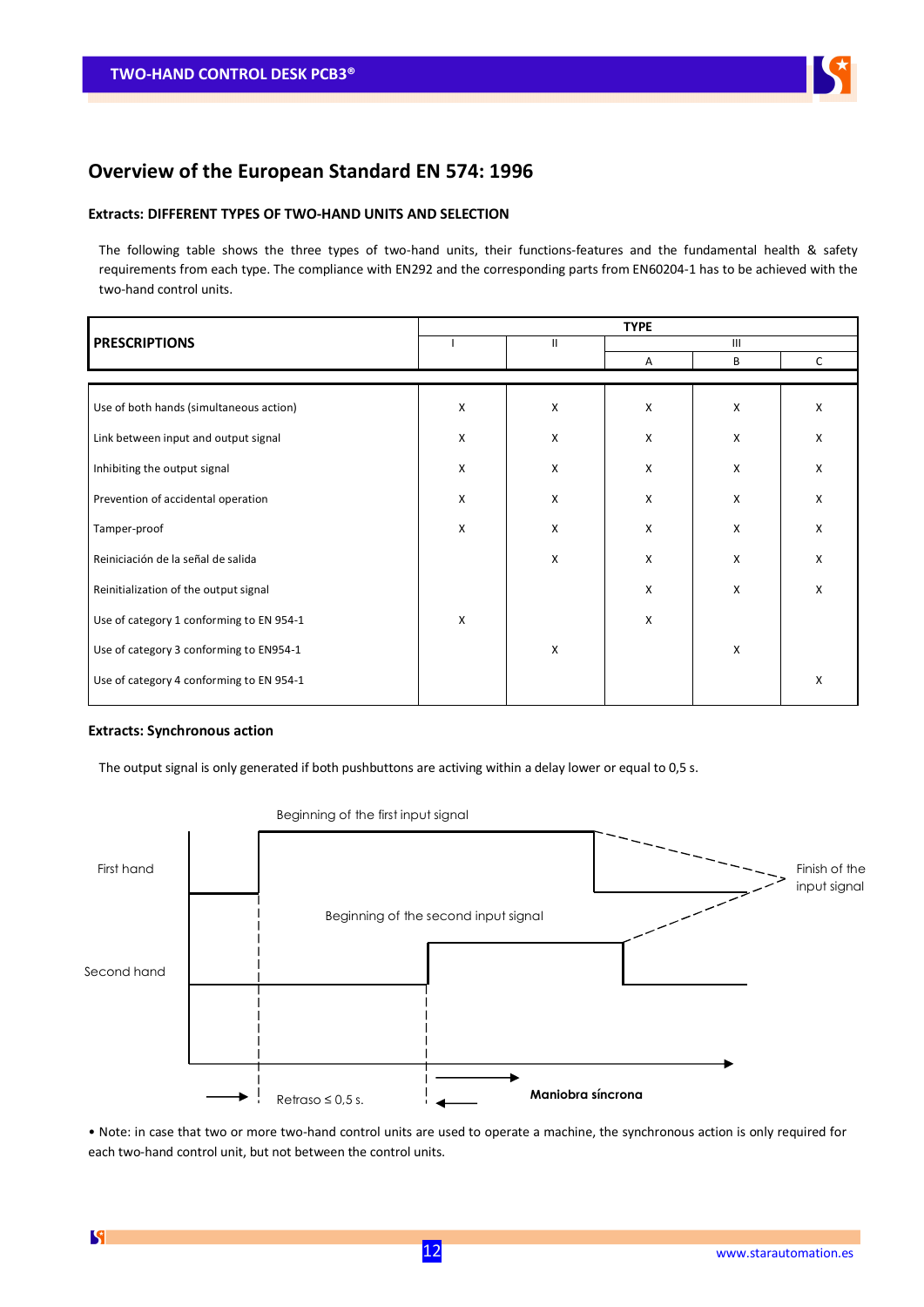## Overview of the European Standard EN 574: 1996

### Extracts: DIFFERENT TYPES OF TWO-HAND UNITS AND SELECTION

The following table shows the three types of two-hand units, their functions-features and the fundamental health & safety requirements from each type. The compliance with EN292 and the corresponding parts from EN60204-1 has to be achieved with the two-hand control units.

| PRESCRIPTIONS | TYPE | | | | |
|---|---|---|---|---|---|
| | I | II | III | | |
| | | | A | B | C |
| Use of both hands (simultaneous action) | X | X | X | X | X |
| Link between input and output signal | X | X | X | X | X |
| Inhibiting the output signal | X | X | X | X | X |
| Prevention of accidental operation | X | X | X | X | X |
| Tamper-proof | X | X | X | X | X |
| Reiniciación de la señal de salida | | X | X | X | X |
| Reinitialization of the output signal | | | X | X | X |
| Use of category 1 conforming to EN 954-1 | X | | X | | |
| Use of category 3 conforming to EN954-1 | | X | | X | |
| Use of category 4 conforming to EN 954-1 | | | | | X |

### Extracts: Synchronous action

The output signal is only generated if both pushbuttons are activing within a delay lower or equal to 0,5 s.

Beginning of the first input signal

First hand

Finish of the input signal

Beginning of the second input signal

Second hand

Retraso ≤ 0,5 s.

**Maniobra síncrona**

• Note: in case that two or more two-hand control units are used to operate a machine, the synchronous action is only required for each two-hand control unit, but not between the control units.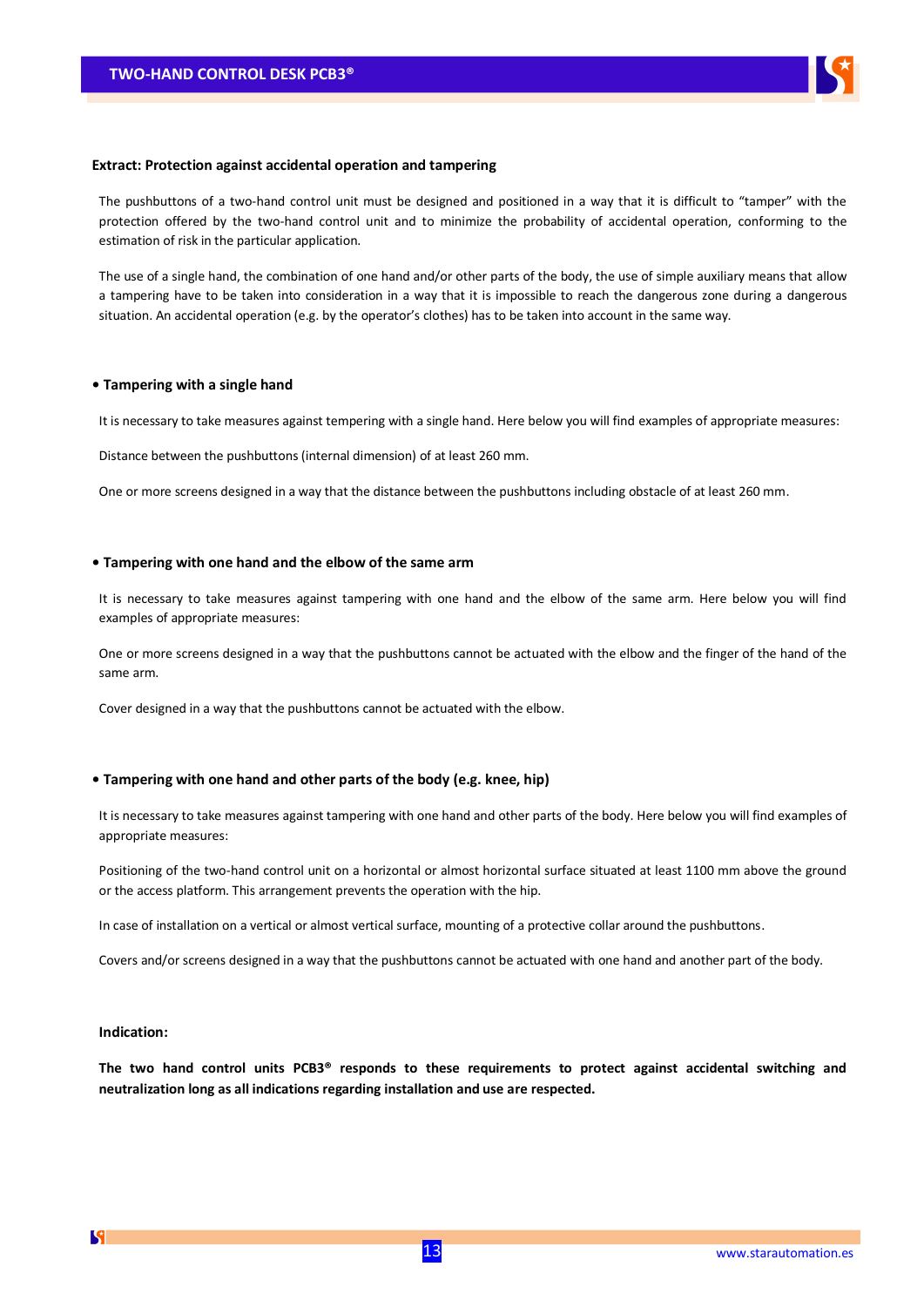**Extract: Protection against accidental operation and tampering**

The pushbuttons of a two-hand control unit must be designed and positioned in a way that it is difficult to "tamper" with the protection offered by the two-hand control unit and to minimize the probability of accidental operation, conforming to the estimation of risk in the particular application.

The use of a single hand, the combination of one hand and/or other parts of the body, the use of simple auxiliary means that allow a tampering have to be taken into consideration in a way that it is impossible to reach the dangerous zone during a dangerous situation. An accidental operation (e.g. by the operator's clothes) has to be taken into account in the same way.

**• Tampering with a single hand**

It is necessary to take measures against tempering with a single hand. Here below you will find examples of appropriate measures:

Distance between the pushbuttons (internal dimension) of at least 260 mm.

One or more screens designed in a way that the distance between the pushbuttons including obstacle of at least 260 mm.

**• Tampering with one hand and the elbow of the same arm**

It is necessary to take measures against tampering with one hand and the elbow of the same arm. Here below you will find examples of appropriate measures:

One or more screens designed in a way that the pushbuttons cannot be actuated with the elbow and the finger of the hand of the same arm.

Cover designed in a way that the pushbuttons cannot be actuated with the elbow.

**• Tampering with one hand and other parts of the body (e.g. knee, hip)**

It is necessary to take measures against tampering with one hand and other parts of the body. Here below you will find examples of appropriate measures:

Positioning of the two-hand control unit on a horizontal or almost horizontal surface situated at least 1100 mm above the ground or the access platform. This arrangement prevents the operation with the hip.

In case of installation on a vertical or almost vertical surface, mounting of a protective collar around the pushbuttons.

Covers and/or screens designed in a way that the pushbuttons cannot be actuated with one hand and another part of the body.

**Indication:**

**The two hand control units PCB3® responds to these requirements to protect against accidental switching and neutralization long as all indications regarding installation and use are respected.**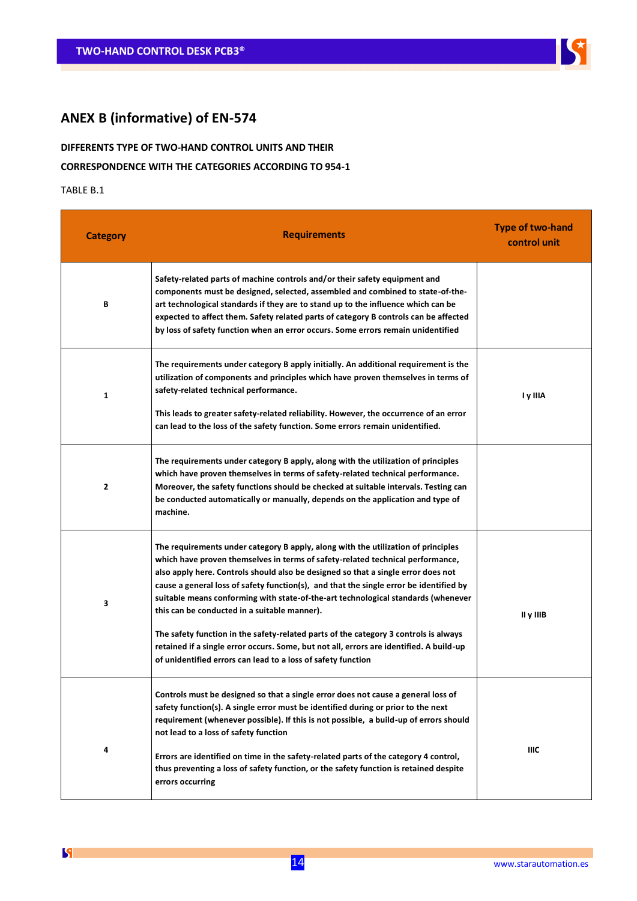## ANEX B (informative) of EN-574

**DIFFERENTS TYPE OF TWO-HAND CONTROL UNITS AND THEIR CORRESPONDENCE WITH THE CATEGORIES ACCORDING TO 954-1**

TABLE B.1

| Category | Requirements | Type of two-hand control unit |
|---|---|---|
| B | Safety-related parts of machine controls and/or their safety equipment and components must be designed, selected, assembled and combined to state-of-the-art technological standards if they are to stand up to the influence which can be expected to affect them. Safety related parts of category B controls can be affected by loss of safety function when an error occurs. Some errors remain unidentified | |
| 1 | The requirements under category B apply initially. An additional requirement is the utilization of components and principles which have proven themselves in terms of safety-related technical performance.<br><br>This leads to greater safety-related reliability. However, the occurrence of an error can lead to the loss of the safety function. Some errors remain unidentified. | I y IIIA |
| 2 | The requirements under category B apply, along with the utilization of principles which have proven themselves in terms of safety-related technical performance. Moreover, the safety functions should be checked at suitable intervals. Testing can be conducted automatically or manually, depends on the application and type of machine. | |
| 3 | The requirements under category B apply, along with the utilization of principles which have proven themselves in terms of safety-related technical performance, also apply here. Controls should also be designed so that a single error does not cause a general loss of safety function(s), and that the single error be identified by suitable means conforming with state-of-the-art technological standards (whenever this can be conducted in a suitable manner).<br><br>The safety function in the safety-related parts of the category 3 controls is always retained if a single error occurs. Some, but not all, errors are identified. A build-up of unidentified errors can lead to a loss of safety function | II y IIIB |
| 4 | Controls must be designed so that a single error does not cause a general loss of safety function(s). A single error must be identified during or prior to the next requirement (whenever possible). If this is not possible, a build-up of errors should not lead to a loss of safety function<br><br>Errors are identified on time in the safety-related parts of the category 4 control, thus preventing a loss of safety function, or the safety function is retained despite errors occurring | IIIC |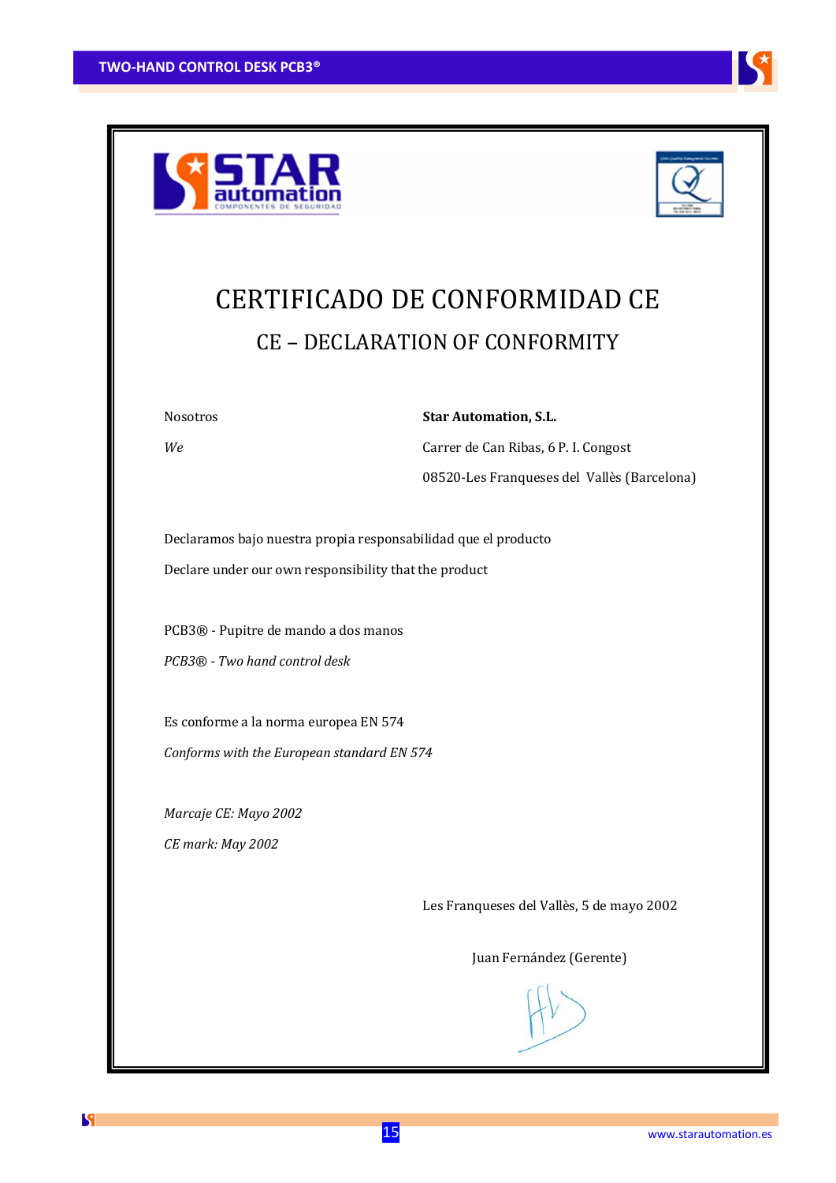# CERTIFICADO DE CONFORMIDAD CE

## CE – DECLARATION OF CONFORMITY

| | |
|---|---|
| Nosotros | **Star Automation, S.L.** |
| *We* | Carrer de Can Ribas, 6 P. I. Congost |
| | 08520-Les Franqueses del Vallès (Barcelona) |

Declaramos bajo nuestra propia responsabilidad que el producto

Declare under our own responsibility that the product

PCB3® - Pupitre de mando a dos manos

*PCB3® - Two hand control desk*

Es conforme a la norma europea EN 574

*Conforms with the European standard EN 574*

*Marcaje CE: Mayo 2002*

*CE mark: May 2002*

Les Franqueses del Vallès, 5 de mayo 2002

Juan Fernández (Gerente)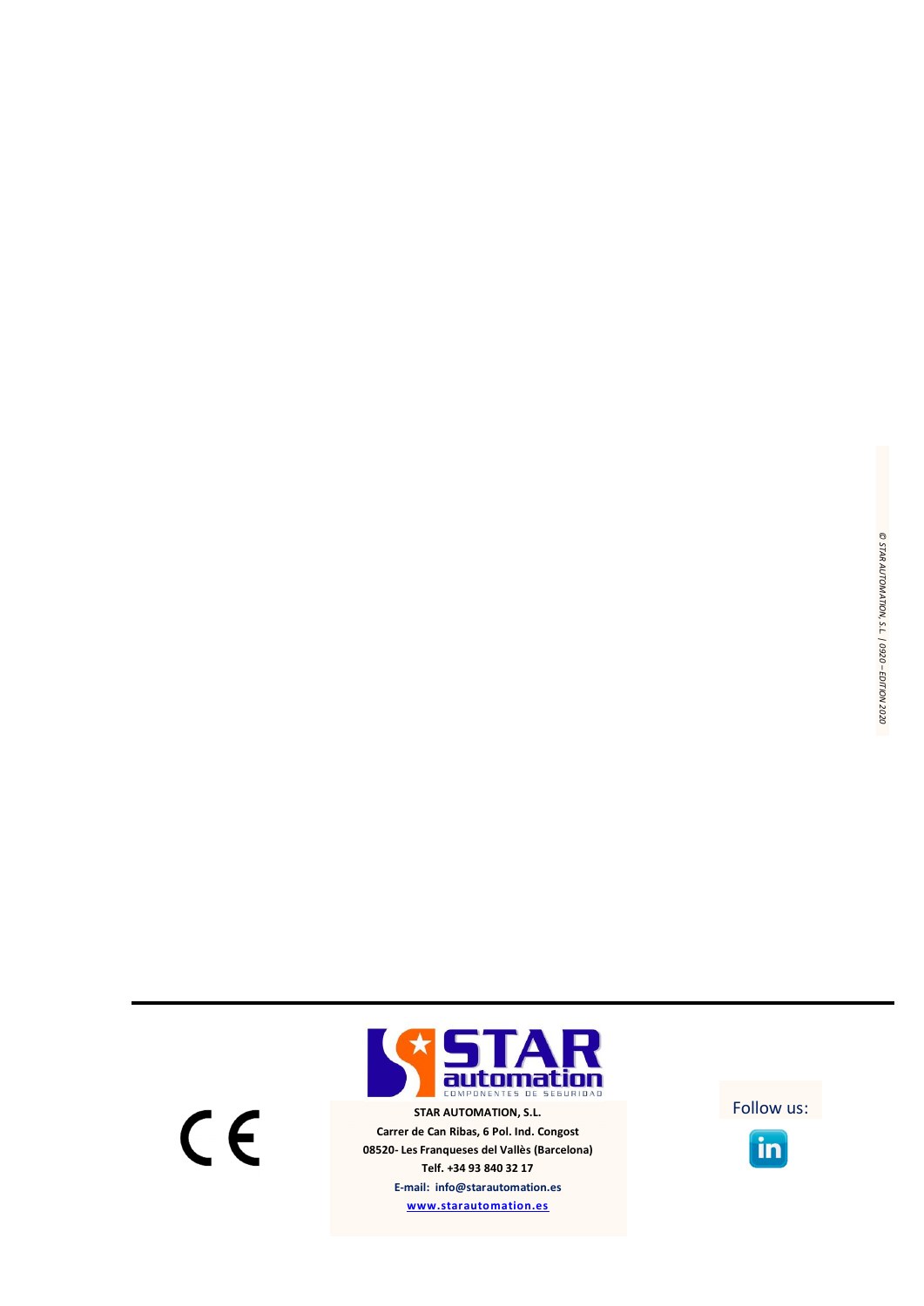© STAR AUTOMATION, S.L. | 0920 – EDITION 2020

STAR automation
COMPONENTES DE SEGURIDAD

**STAR AUTOMATION, S.L.**
**Carrer de Can Ribas, 6 Pol. Ind. Congost**
**08520- Les Franqueses del Vallès (Barcelona)**
**Telf. +34 93 840 32 17**
**E-mail: info@starautomation.es**
**www.starautomation.es**

Follow us: